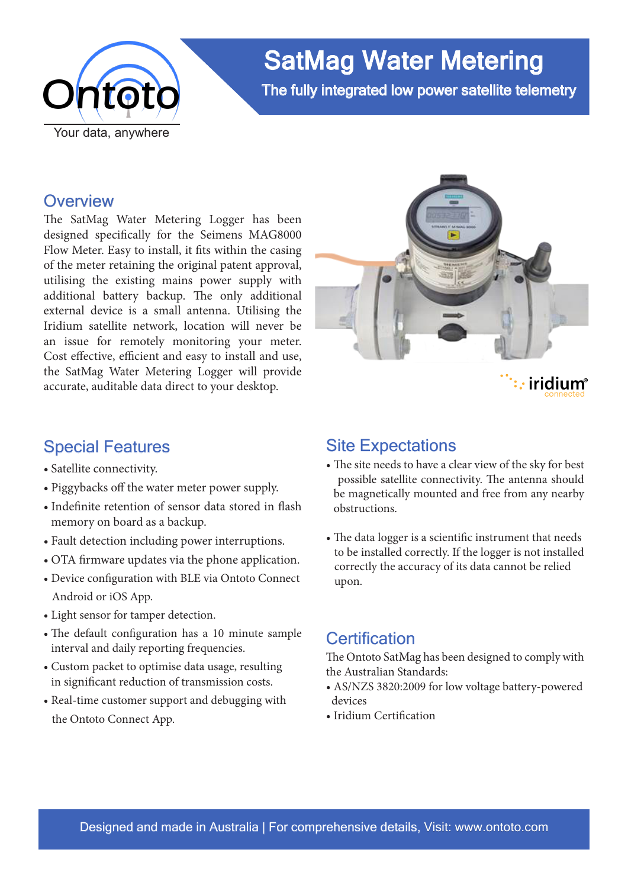Ontoto

Your data, anywhere

# SatMag Water Metering

**The fully integrated low power satellite telemetry**

## Overview

The SatMag Water Metering Logger has been designed specifically for the Seimens MAG8000 Flow Meter. Easy to install, it fits within the casing of the meter retaining the original patent approval, utilising the existing mains power supply with additional battery backup. The only additional external device is a small antenna. Utilising the Iridium satellite network, location will never be an issue for remotely monitoring your meter. Cost effective, efficient and easy to install and use, the SatMag Water Metering Logger will provide accurate, auditable data direct to your desktop.

iridium connected

## Special Features

- Satellite connectivity.
- Piggybacks off the water meter power supply.
- Indefinite retention of sensor data stored in flash memory on board as a backup.
- Fault detection including power interruptions.
- OTA firmware updates via the phone application.
- Device configuration with BLE via Ontoto Connect Android or iOS App.
- Light sensor for tamper detection.
- The default configuration has a 10 minute sample interval and daily reporting frequencies.
- Custom packet to optimise data usage, resulting in significant reduction of transmission costs.
- Real-time customer support and debugging with the Ontoto Connect App.

## Site Expectations

- The site needs to have a clear view of the sky for best possible satellite connectivity. The antenna should be magnetically mounted and free from any nearby obstructions.
- The data logger is a scientific instrument that needs to be installed correctly. If the logger is not installed correctly the accuracy of its data cannot be relied upon.

## Certification

The Ontoto SatMag has been designed to comply with the Australian Standards:

- AS/NZS 3820:2009 for low voltage battery-powered devices
- Iridium Certification

Designed and made in Australia | For comprehensive details, Visit: www.ontoto.com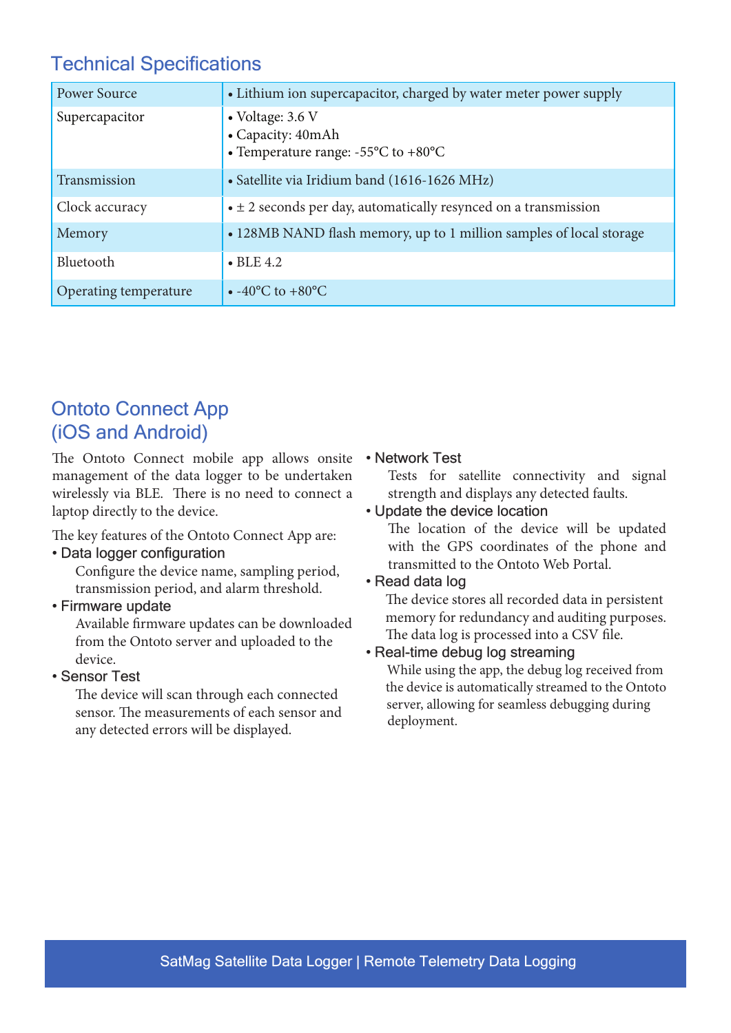## Technical Specifications

| | |
|---|---|
| Power Source | • Lithium ion supercapacitor, charged by water meter power supply |
| Supercapacitor | • Voltage: 3.6 V<br>• Capacity: 40mAh<br>• Temperature range: -55°C to +80°C |
| Transmission | • Satellite via Iridium band (1616-1626 MHz) |
| Clock accuracy | • ± 2 seconds per day, automatically resynced on a transmission |
| Memory | • 128MB NAND flash memory, up to 1 million samples of local storage |
| Bluetooth | • BLE 4.2 |
| Operating temperature | • -40°C to +80°C |

## Ontoto Connect App (iOS and Android)

The Ontoto Connect mobile app allows onsite management of the data logger to be undertaken wirelessly via BLE. There is no need to connect a laptop directly to the device.

The key features of the Ontoto Connect App are:

- Data logger configuration
  Configure the device name, sampling period, transmission period, and alarm threshold.
- Firmware update
  Available firmware updates can be downloaded from the Ontoto server and uploaded to the device.
- Sensor Test
  The device will scan through each connected sensor. The measurements of each sensor and any detected errors will be displayed.
- Network Test
  Tests for satellite connectivity and signal strength and displays any detected faults.
- Update the device location
  The location of the device will be updated with the GPS coordinates of the phone and transmitted to the Ontoto Web Portal.
- Read data log
  The device stores all recorded data in persistent memory for redundancy and auditing purposes. The data log is processed into a CSV file.
- Real-time debug log streaming
  While using the app, the debug log received from the device is automatically streamed to the Ontoto server, allowing for seamless debugging during deployment.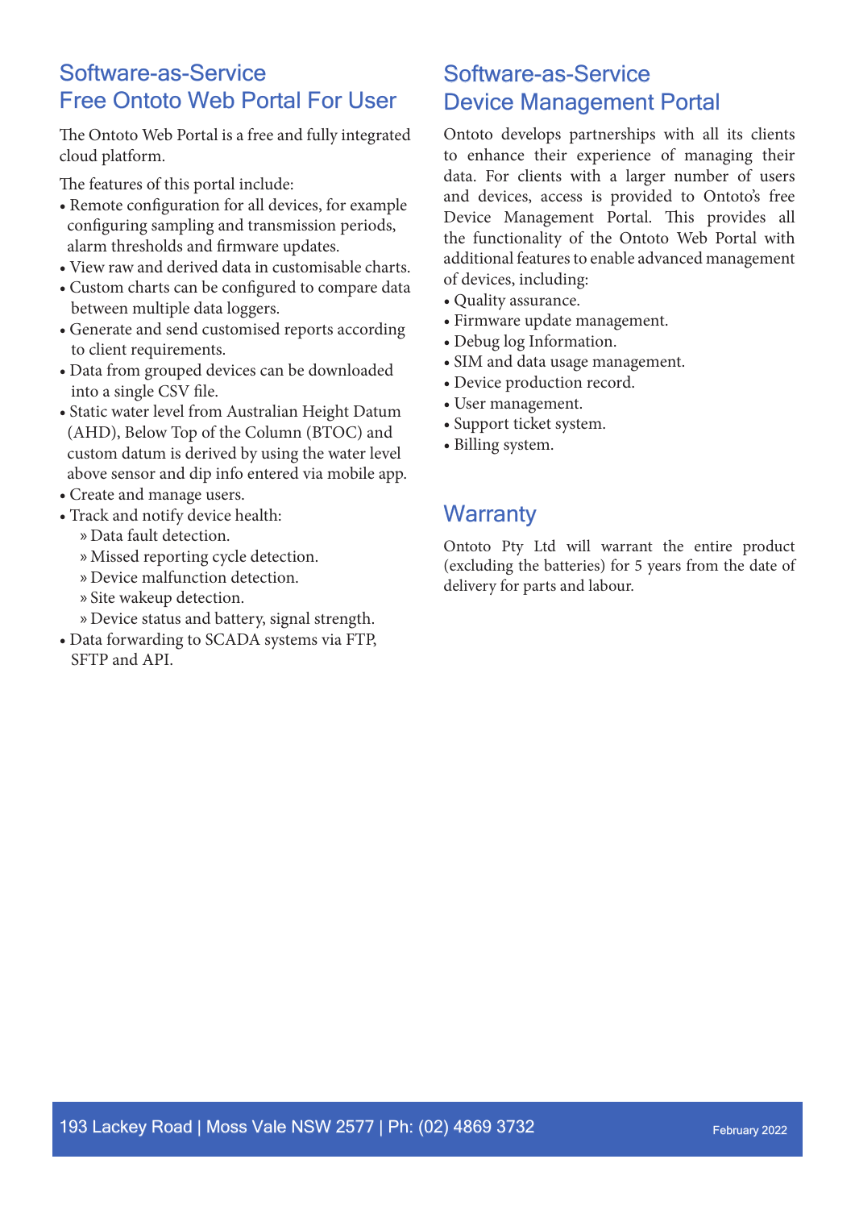## Software-as-Service
## Free Ontoto Web Portal For User

The Ontoto Web Portal is a free and fully integrated cloud platform.

The features of this portal include:

- Remote configuration for all devices, for example configuring sampling and transmission periods, alarm thresholds and firmware updates.
- View raw and derived data in customisable charts.
- Custom charts can be configured to compare data between multiple data loggers.
- Generate and send customised reports according to client requirements.
- Data from grouped devices can be downloaded into a single CSV file.
- Static water level from Australian Height Datum (AHD), Below Top of the Column (BTOC) and custom datum is derived by using the water level above sensor and dip info entered via mobile app.
- Create and manage users.
- Track and notify device health:
  - Data fault detection.
  - Missed reporting cycle detection.
  - Device malfunction detection.
  - Site wakeup detection.
  - Device status and battery, signal strength.
- Data forwarding to SCADA systems via FTP, SFTP and API.

## Software-as-Service
## Device Management Portal

Ontoto develops partnerships with all its clients to enhance their experience of managing their data. For clients with a larger number of users and devices, access is provided to Ontoto's free Device Management Portal. This provides all the functionality of the Ontoto Web Portal with additional features to enable advanced management of devices, including:

- Quality assurance.
- Firmware update management.
- Debug log Information.
- SIM and data usage management.
- Device production record.
- User management.
- Support ticket system.
- Billing system.

## Warranty

Ontoto Pty Ltd will warrant the entire product (excluding the batteries) for 5 years from the date of delivery for parts and labour.

193 Lackey Road | Moss Vale NSW 2577 | Ph: (02) 4869 3732

February 2022